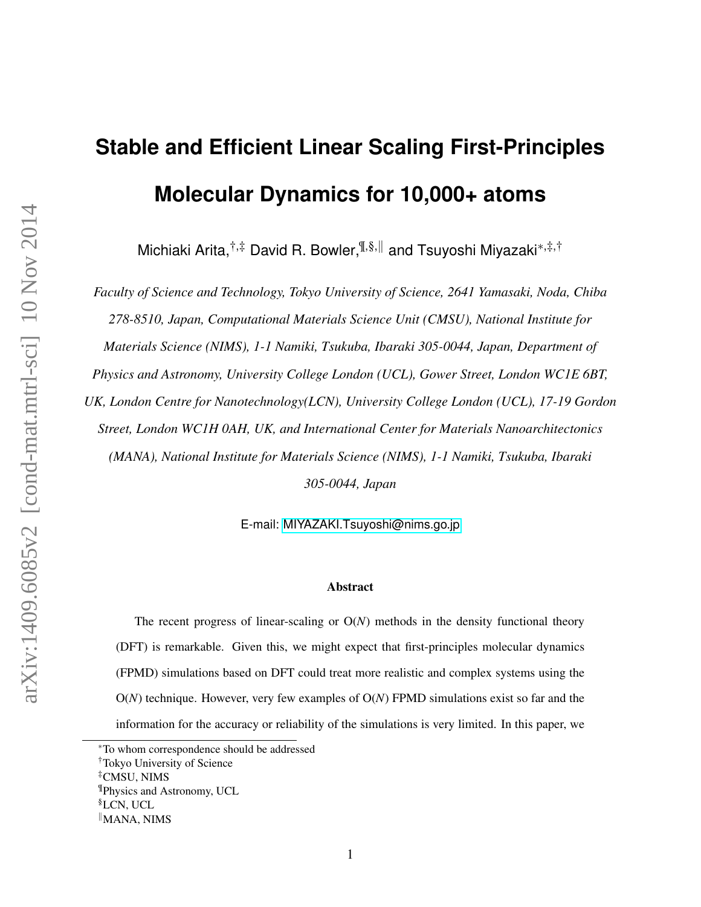# Stable and Efficient Linear Scaling First-Principles Molecular Dynamics for 10,000+ atoms

Michiaki Arita,[†,‡] David R. Bowler,[¶,§,‖] and Tsuyoshi Miyazaki[*,‡,†]

*Faculty of Science and Technology, Tokyo University of Science, 2641 Yamasaki, Noda, Chiba 278-8510, Japan, Computational Materials Science Unit (CMSU), National Institute for Materials Science (NIMS), 1-1 Namiki, Tsukuba, Ibaraki 305-0044, Japan, Department of Physics and Astronomy, University College London (UCL), Gower Street, London WC1E 6BT, UK, London Centre for Nanotechnology(LCN), University College London (UCL), 17-19 Gordon Street, London WC1H 0AH, UK, and International Center for Materials Nanoarchitectonics (MANA), National Institute for Materials Science (NIMS), 1-1 Namiki, Tsukuba, Ibaraki 305-0044, Japan*

E-mail: MIYAZAKI.Tsuyoshi@nims.go.jp

### Abstract

The recent progress of linear-scaling or O($N$) methods in the density functional theory (DFT) is remarkable. Given this, we might expect that first-principles molecular dynamics (FPMD) simulations based on DFT could treat more realistic and complex systems using the O($N$) technique. However, very few examples of O($N$) FPMD simulations exist so far and the information for the accuracy or reliability of the simulations is very limited. In this paper, we

[*] To whom correspondence should be addressed
[†] Tokyo University of Science
[‡] CMSU, NIMS
[¶] Physics and Astronomy, UCL
[§] LCN, UCL
[‖] MANA, NIMS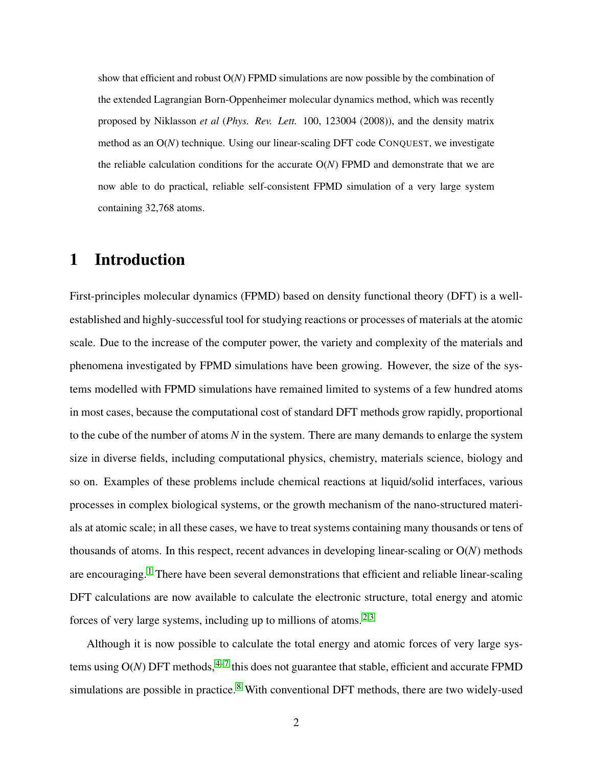show that efficient and robust O($N$) FPMD simulations are now possible by the combination of the extended Lagrangian Born-Oppenheimer molecular dynamics method, which was recently proposed by Niklasson *et al* (*Phys. Rev. Lett.* 100, 123004 (2008)), and the density matrix method as an O($N$) technique. Using our linear-scaling DFT code CONQUEST, we investigate the reliable calculation conditions for the accurate O($N$) FPMD and demonstrate that we are now able to do practical, reliable self-consistent FPMD simulation of a very large system containing 32,768 atoms.

# 1 Introduction

First-principles molecular dynamics (FPMD) based on density functional theory (DFT) is a well-established and highly-successful tool for studying reactions or processes of materials at the atomic scale. Due to the increase of the computer power, the variety and complexity of the materials and phenomena investigated by FPMD simulations have been growing. However, the size of the systems modelled with FPMD simulations have remained limited to systems of a few hundred atoms in most cases, because the computational cost of standard DFT methods grow rapidly, proportional to the cube of the number of atoms $N$ in the system. There are many demands to enlarge the system size in diverse fields, including computational physics, chemistry, materials science, biology and so on. Examples of these problems include chemical reactions at liquid/solid interfaces, various processes in complex biological systems, or the growth mechanism of the nano-structured materials at atomic scale; in all these cases, we have to treat systems containing many thousands or tens of thousands of atoms. In this respect, recent advances in developing linear-scaling or O($N$) methods are encouraging.[1] There have been several demonstrations that efficient and reliable linear-scaling DFT calculations are now available to calculate the electronic structure, total energy and atomic forces of very large systems, including up to millions of atoms.[2,3]

Although it is now possible to calculate the total energy and atomic forces of very large systems using O($N$) DFT methods,[4–7] this does not guarantee that stable, efficient and accurate FPMD simulations are possible in practice.[8] With conventional DFT methods, there are two widely-used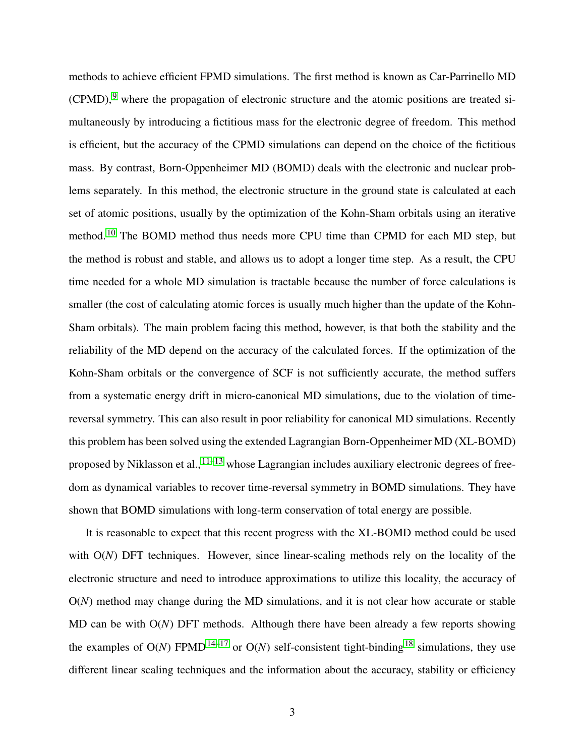methods to achieve efficient FPMD simulations. The first method is known as Car-Parrinello MD (CPMD),[9] where the propagation of electronic structure and the atomic positions are treated simultaneously by introducing a fictitious mass for the electronic degree of freedom. This method is efficient, but the accuracy of the CPMD simulations can depend on the choice of the fictitious mass. By contrast, Born-Oppenheimer MD (BOMD) deals with the electronic and nuclear problems separately. In this method, the electronic structure in the ground state is calculated at each set of atomic positions, usually by the optimization of the Kohn-Sham orbitals using an iterative method.[10] The BOMD method thus needs more CPU time than CPMD for each MD step, but the method is robust and stable, and allows us to adopt a longer time step. As a result, the CPU time needed for a whole MD simulation is tractable because the number of force calculations is smaller (the cost of calculating atomic forces is usually much higher than the update of the Kohn-Sham orbitals). The main problem facing this method, however, is that both the stability and the reliability of the MD depend on the accuracy of the calculated forces. If the optimization of the Kohn-Sham orbitals or the convergence of SCF is not sufficiently accurate, the method suffers from a systematic energy drift in micro-canonical MD simulations, due to the violation of time-reversal symmetry. This can also result in poor reliability for canonical MD simulations. Recently this problem has been solved using the extended Lagrangian Born-Oppenheimer MD (XL-BOMD) proposed by Niklasson et al.,[11–13] whose Lagrangian includes auxiliary electronic degrees of freedom as dynamical variables to recover time-reversal symmetry in BOMD simulations. They have shown that BOMD simulations with long-term conservation of total energy are possible.

It is reasonable to expect that this recent progress with the XL-BOMD method could be used with O(*N*) DFT techniques. However, since linear-scaling methods rely on the locality of the electronic structure and need to introduce approximations to utilize this locality, the accuracy of O(*N*) method may change during the MD simulations, and it is not clear how accurate or stable MD can be with O(*N*) DFT methods. Although there have been already a few reports showing the examples of O(*N*) FPMD[14–17] or O(*N*) self-consistent tight-binding[18] simulations, they use different linear scaling techniques and the information about the accuracy, stability or efficiency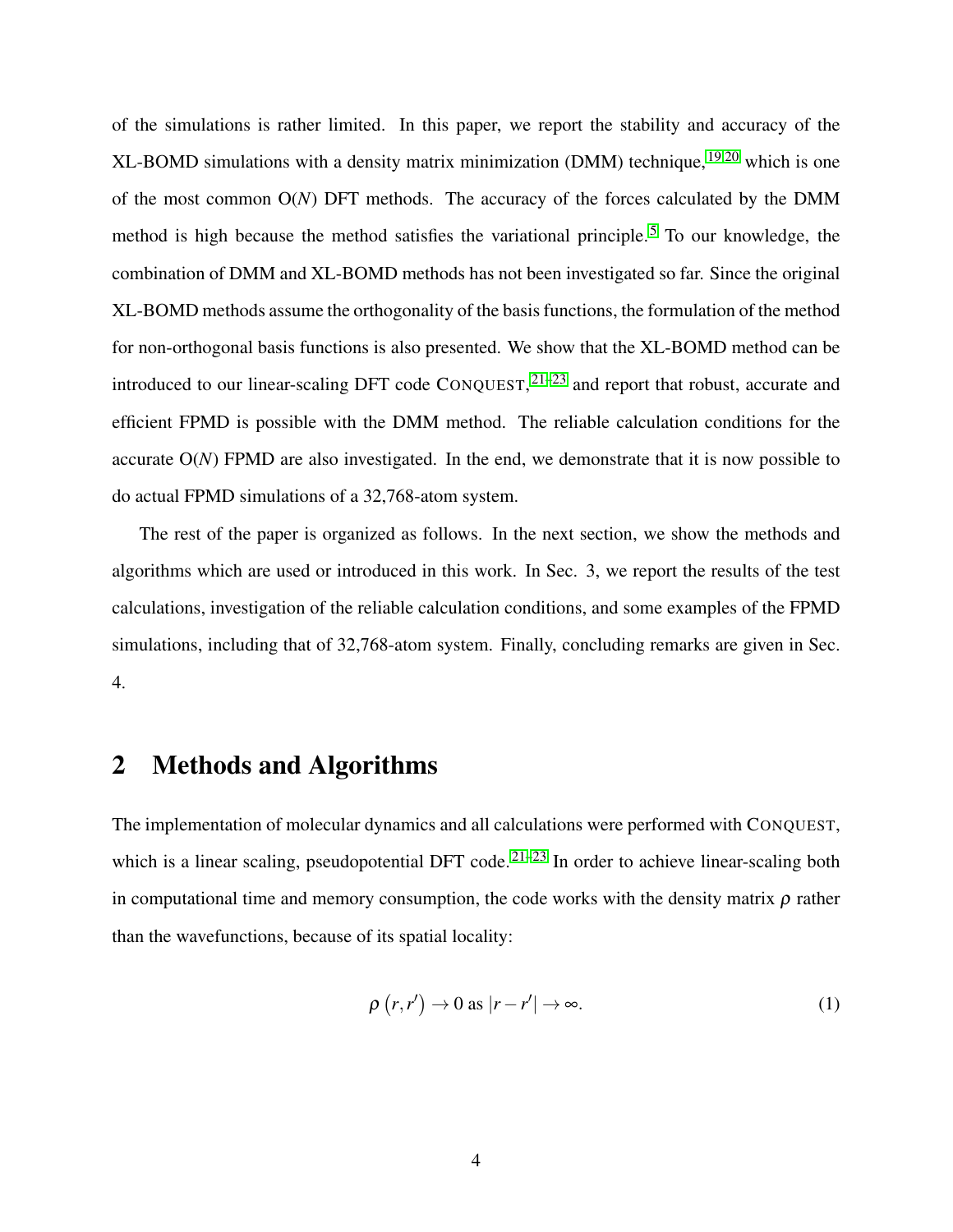of the simulations is rather limited. In this paper, we report the stability and accuracy of the XL-BOMD simulations with a density matrix minimization (DMM) technique,[19,20] which is one of the most common O($N$) DFT methods. The accuracy of the forces calculated by the DMM method is high because the method satisfies the variational principle.[5] To our knowledge, the combination of DMM and XL-BOMD methods has not been investigated so far. Since the original XL-BOMD methods assume the orthogonality of the basis functions, the formulation of the method for non-orthogonal basis functions is also presented. We show that the XL-BOMD method can be introduced to our linear-scaling DFT code CONQUEST,[21–23] and report that robust, accurate and efficient FPMD is possible with the DMM method. The reliable calculation conditions for the accurate O($N$) FPMD are also investigated. In the end, we demonstrate that it is now possible to do actual FPMD simulations of a 32,768-atom system.

The rest of the paper is organized as follows. In the next section, we show the methods and algorithms which are used or introduced in this work. In Sec. 3, we report the results of the test calculations, investigation of the reliable calculation conditions, and some examples of the FPMD simulations, including that of 32,768-atom system. Finally, concluding remarks are given in Sec. 4.

## 2 Methods and Algorithms

The implementation of molecular dynamics and all calculations were performed with CONQUEST, which is a linear scaling, pseudopotential DFT code.[21–23] In order to achieve linear-scaling both in computational time and memory consumption, the code works with the density matrix $\rho$ rather than the wavefunctions, because of its spatial locality:

$$\rho\left(r, r'\right) \rightarrow 0 \text{ as } |r - r'| \rightarrow \infty. \tag{1}$$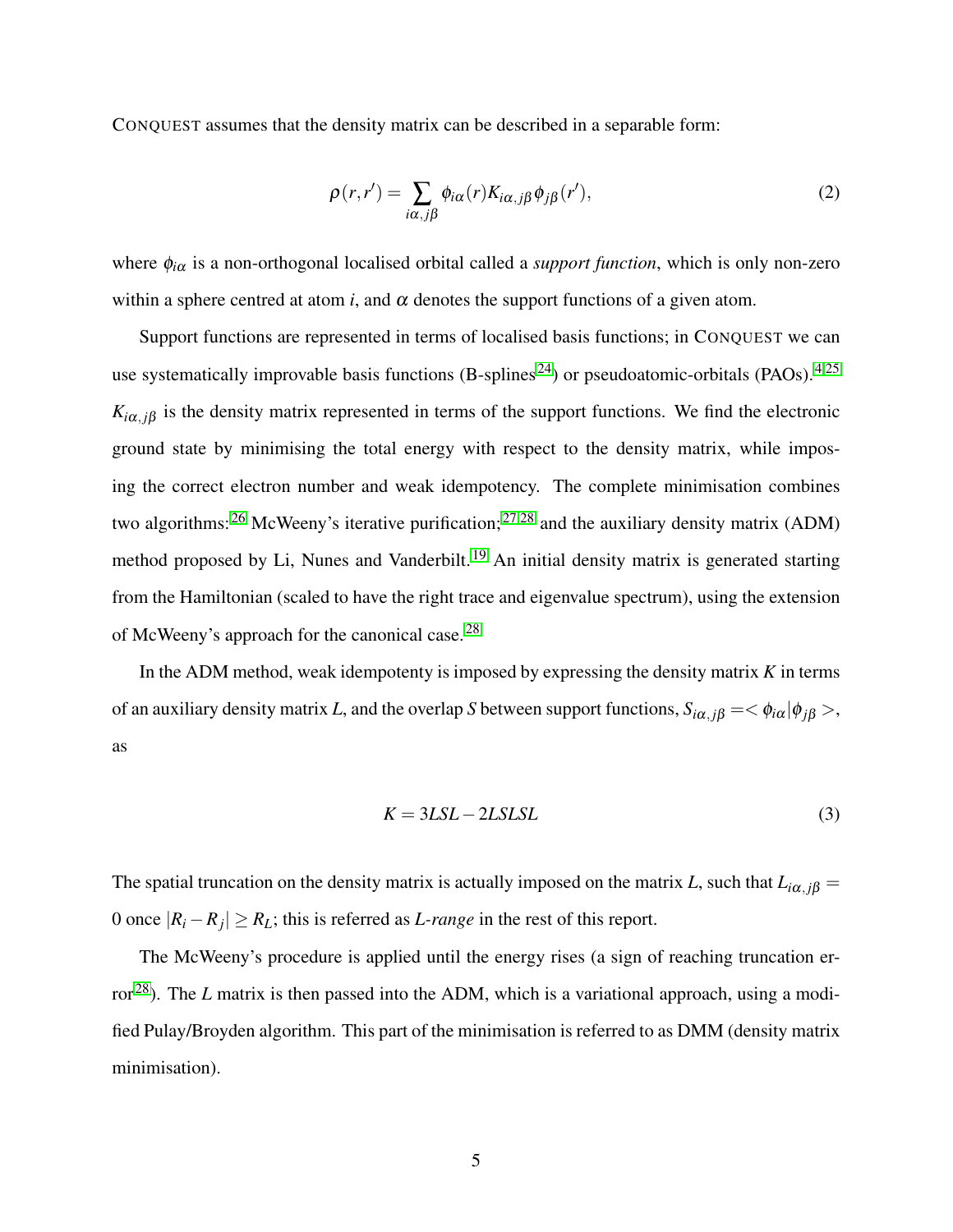CONQUEST assumes that the density matrix can be described in a separable form:

$$\rho(r,r') = \sum_{i\alpha,j\beta} \phi_{i\alpha}(r) K_{i\alpha,j\beta} \phi_{j\beta}(r'), \tag{2}$$

where $\phi_{i\alpha}$ is a non-orthogonal localised orbital called a *support function*, which is only non-zero within a sphere centred at atom $i$, and $\alpha$ denotes the support functions of a given atom.

Support functions are represented in terms of localised basis functions; in CONQUEST we can use systematically improvable basis functions (B-splines[24]) or pseudoatomic-orbitals (PAOs).[4,25] $K_{i\alpha,j\beta}$ is the density matrix represented in terms of the support functions. We find the electronic ground state by minimising the total energy with respect to the density matrix, while imposing the correct electron number and weak idempotency. The complete minimisation combines two algorithms:[26] McWeeny's iterative purification;[27,28] and the auxiliary density matrix (ADM) method proposed by Li, Nunes and Vanderbilt.[19] An initial density matrix is generated starting from the Hamiltonian (scaled to have the right trace and eigenvalue spectrum), using the extension of McWeeny's approach for the canonical case.[28]

In the ADM method, weak idempotenty is imposed by expressing the density matrix $K$ in terms of an auxiliary density matrix $L$, and the overlap $S$ between support functions, $S_{i\alpha,j\beta} = <\phi_{i\alpha}|\phi_{j\beta}>$, as

$$K = 3LSL - 2LSLSL \tag{3}$$

The spatial truncation on the density matrix is actually imposed on the matrix $L$, such that $L_{i\alpha,j\beta} = 0$ once $|R_i - R_j| \geq R_L$; this is referred as *L-range* in the rest of this report.

The McWeeny's procedure is applied until the energy rises (a sign of reaching truncation error[28]). The $L$ matrix is then passed into the ADM, which is a variational approach, using a modified Pulay/Broyden algorithm. This part of the minimisation is referred to as DMM (density matrix minimisation).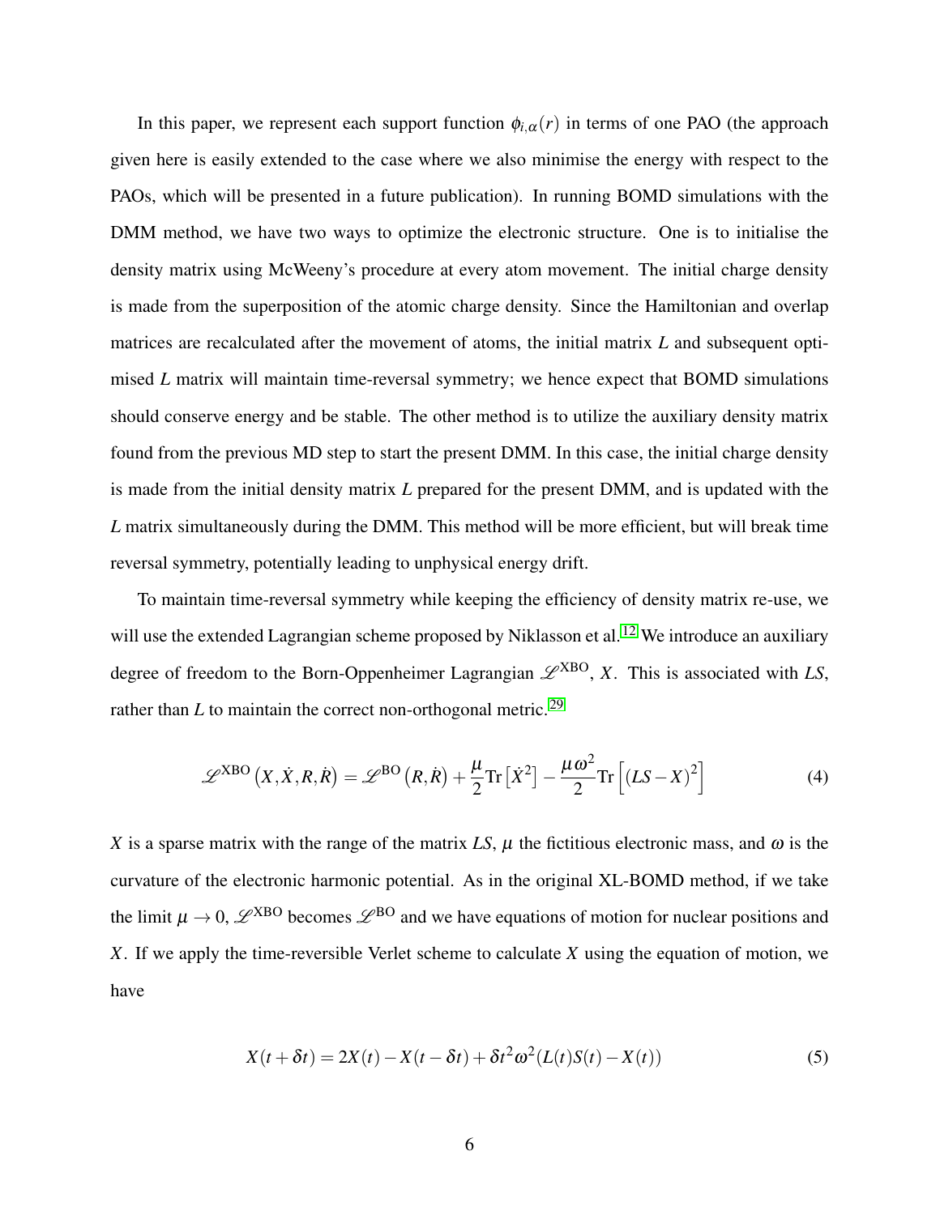In this paper, we represent each support function $\phi_{i,\alpha}(r)$ in terms of one PAO (the approach given here is easily extended to the case where we also minimise the energy with respect to the PAOs, which will be presented in a future publication). In running BOMD simulations with the DMM method, we have two ways to optimize the electronic structure. One is to initialise the density matrix using McWeeny's procedure at every atom movement. The initial charge density is made from the superposition of the atomic charge density. Since the Hamiltonian and overlap matrices are recalculated after the movement of atoms, the initial matrix $L$ and subsequent optimised $L$ matrix will maintain time-reversal symmetry; we hence expect that BOMD simulations should conserve energy and be stable. The other method is to utilize the auxiliary density matrix found from the previous MD step to start the present DMM. In this case, the initial charge density is made from the initial density matrix $L$ prepared for the present DMM, and is updated with the $L$ matrix simultaneously during the DMM. This method will be more efficient, but will break time reversal symmetry, potentially leading to unphysical energy drift.

To maintain time-reversal symmetry while keeping the efficiency of density matrix re-use, we will use the extended Lagrangian scheme proposed by Niklasson et al.[12] We introduce an auxiliary degree of freedom to the Born-Oppenheimer Lagrangian $\mathscr{L}^{\mathrm{XBO}}$, $X$. This is associated with $LS$, rather than $L$ to maintain the correct non-orthogonal metric.[29]

$$\mathscr{L}^{\mathrm{XBO}}\left(X,\dot{X},R,\dot{R}\right) = \mathscr{L}^{\mathrm{BO}}\left(R,\dot{R}\right) + \frac{\mu}{2}\mathrm{Tr}\left[\dot{X}^2\right] - \frac{\mu\omega^2}{2}\mathrm{Tr}\left[\left(LS - X\right)^2\right] \tag{4}$$

$X$ is a sparse matrix with the range of the matrix $LS$, $\mu$ the fictitious electronic mass, and $\omega$ is the curvature of the electronic harmonic potential. As in the original XL-BOMD method, if we take the limit $\mu \to 0$, $\mathscr{L}^{\mathrm{XBO}}$ becomes $\mathscr{L}^{\mathrm{BO}}$ and we have equations of motion for nuclear positions and $X$. If we apply the time-reversible Verlet scheme to calculate $X$ using the equation of motion, we have

$$X(t+\delta t) = 2X(t) - X(t-\delta t) + \delta t^2\omega^2(L(t)S(t) - X(t)) \tag{5}$$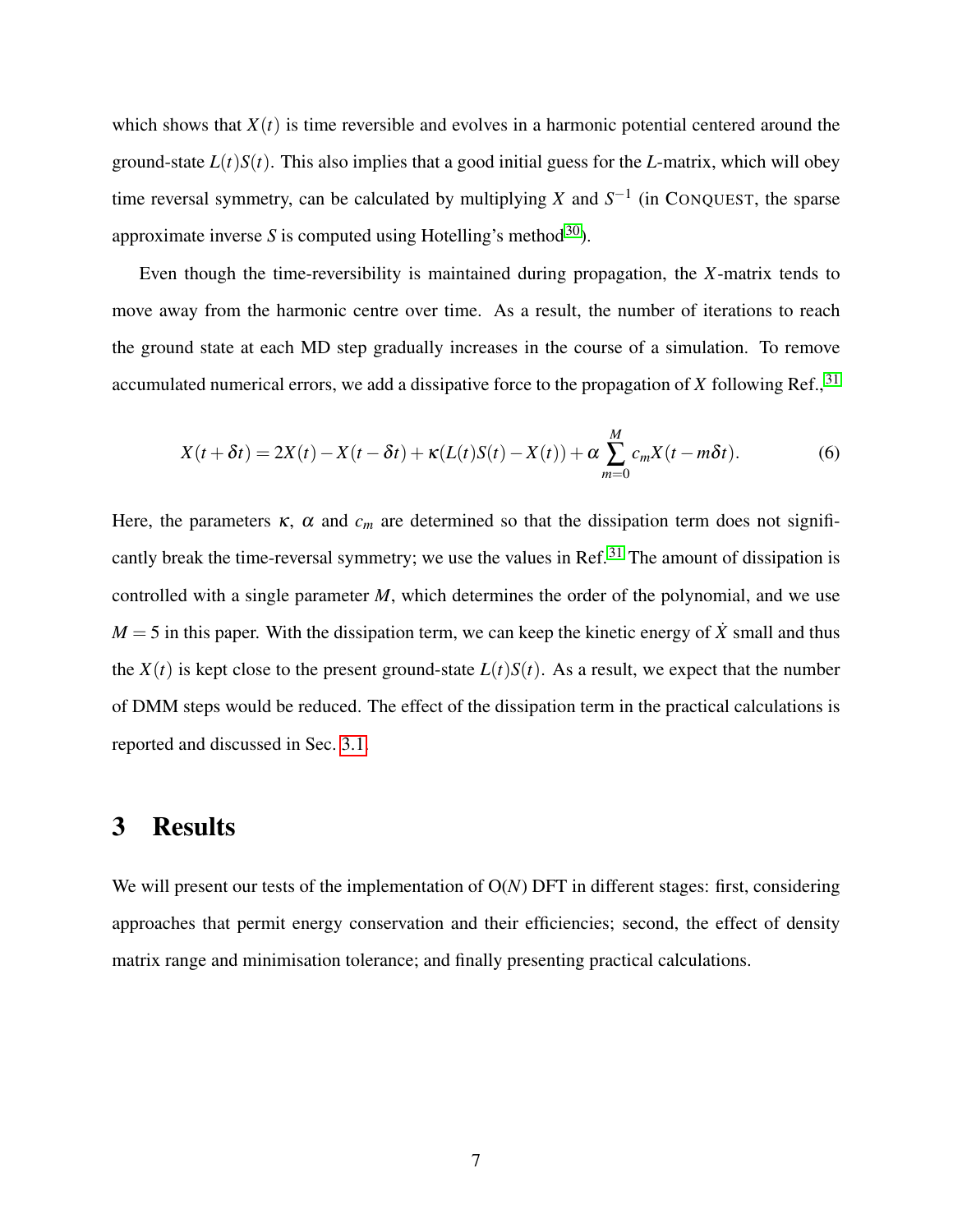which shows that $X(t)$ is time reversible and evolves in a harmonic potential centered around the ground-state $L(t)S(t)$. This also implies that a good initial guess for the $L$-matrix, which will obey time reversal symmetry, can be calculated by multiplying $X$ and $S^{-1}$ (in CONQUEST, the sparse approximate inverse $S$ is computed using Hotelling's method[30]).

Even though the time-reversibility is maintained during propagation, the $X$-matrix tends to move away from the harmonic centre over time. As a result, the number of iterations to reach the ground state at each MD step gradually increases in the course of a simulation. To remove accumulated numerical errors, we add a dissipative force to the propagation of $X$ following Ref.,[31]

$$X(t+\delta t) = 2X(t) - X(t-\delta t) + \kappa(L(t)S(t) - X(t)) + \alpha \sum_{m=0}^{M} c_m X(t - m\delta t). \tag{6}$$

Here, the parameters $\kappa$, $\alpha$ and $c_m$ are determined so that the dissipation term does not significantly break the time-reversal symmetry; we use the values in Ref.[31] The amount of dissipation is controlled with a single parameter $M$, which determines the order of the polynomial, and we use $M = 5$ in this paper. With the dissipation term, we can keep the kinetic energy of $\dot{X}$ small and thus the $X(t)$ is kept close to the present ground-state $L(t)S(t)$. As a result, we expect that the number of DMM steps would be reduced. The effect of the dissipation term in the practical calculations is reported and discussed in Sec. 3.1.

# 3 Results

We will present our tests of the implementation of O($N$) DFT in different stages: first, considering approaches that permit energy conservation and their efficiencies; second, the effect of density matrix range and minimisation tolerance; and finally presenting practical calculations.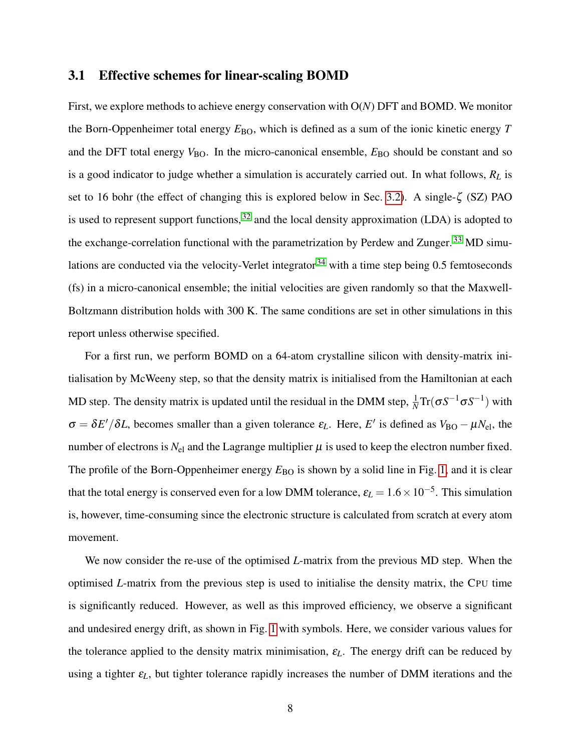### 3.1 Effective schemes for linear-scaling BOMD

First, we explore methods to achieve energy conservation with O($N$) DFT and BOMD. We monitor the Born-Oppenheimer total energy $E_{\rm BO}$, which is defined as a sum of the ionic kinetic energy $T$ and the DFT total energy $V_{\rm BO}$. In the micro-canonical ensemble, $E_{\rm BO}$ should be constant and so is a good indicator to judge whether a simulation is accurately carried out. In what follows, $R_L$ is set to 16 bohr (the effect of changing this is explored below in Sec. 3.2). A single-$\zeta$ (SZ) PAO is used to represent support functions,[32] and the local density approximation (LDA) is adopted to the exchange-correlation functional with the parametrization by Perdew and Zunger.[33] MD simulations are conducted via the velocity-Verlet integrator[34] with a time step being 0.5 femtoseconds (fs) in a micro-canonical ensemble; the initial velocities are given randomly so that the Maxwell-Boltzmann distribution holds with 300 K. The same conditions are set in other simulations in this report unless otherwise specified.

For a first run, we perform BOMD on a 64-atom crystalline silicon with density-matrix initialisation by McWeeny step, so that the density matrix is initialised from the Hamiltonian at each MD step. The density matrix is updated until the residual in the DMM step, $\frac{1}{N}\mathrm{Tr}(\sigma S^{-1}\sigma S^{-1})$ with $\sigma = \delta E'/\delta L$, becomes smaller than a given tolerance $\varepsilon_L$. Here, $E'$ is defined as $V_{\rm BO} - \mu N_{\rm el}$, the number of electrons is $N_{\rm el}$ and the Lagrange multiplier $\mu$ is used to keep the electron number fixed. The profile of the Born-Oppenheimer energy $E_{\rm BO}$ is shown by a solid line in Fig. 1, and it is clear that the total energy is conserved even for a low DMM tolerance, $\varepsilon_L = 1.6 \times 10^{-5}$. This simulation is, however, time-consuming since the electronic structure is calculated from scratch at every atom movement.

We now consider the re-use of the optimised $L$-matrix from the previous MD step. When the optimised $L$-matrix from the previous step is used to initialise the density matrix, the CPU time is significantly reduced. However, as well as this improved efficiency, we observe a significant and undesired energy drift, as shown in Fig. 1 with symbols. Here, we consider various values for the tolerance applied to the density matrix minimisation, $\varepsilon_L$. The energy drift can be reduced by using a tighter $\varepsilon_L$, but tighter tolerance rapidly increases the number of DMM iterations and the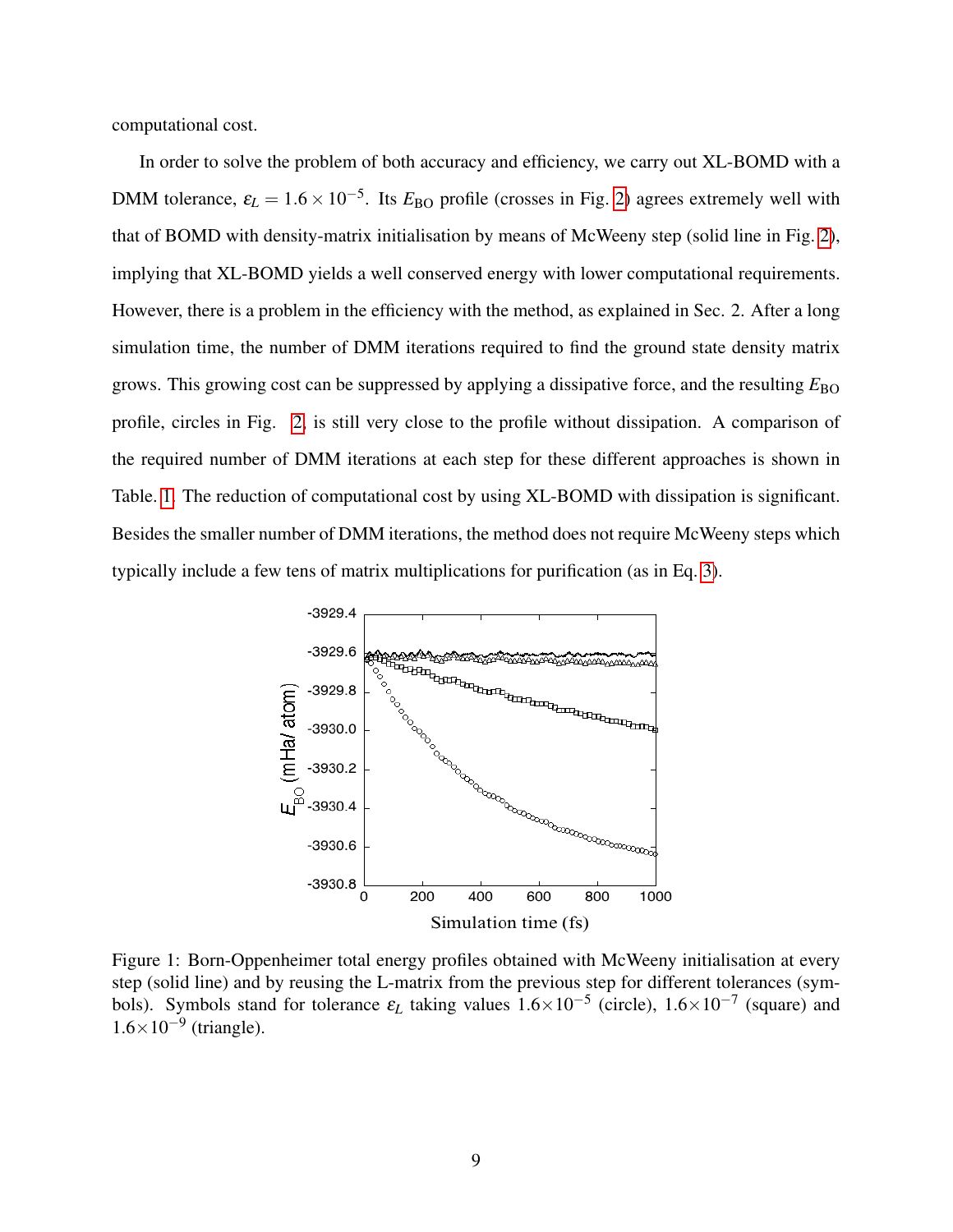computational cost.

In order to solve the problem of both accuracy and efficiency, we carry out XL-BOMD with a DMM tolerance, $\varepsilon_L = 1.6 \times 10^{-5}$. Its $E_{\mathrm{BO}}$ profile (crosses in Fig. 2) agrees extremely well with that of BOMD with density-matrix initialisation by means of McWeeny step (solid line in Fig. 2), implying that XL-BOMD yields a well conserved energy with lower computational requirements. However, there is a problem in the efficiency with the method, as explained in Sec. 2. After a long simulation time, the number of DMM iterations required to find the ground state density matrix grows. This growing cost can be suppressed by applying a dissipative force, and the resulting $E_{\mathrm{BO}}$ profile, circles in Fig. 2, is still very close to the profile without dissipation. A comparison of the required number of DMM iterations at each step for these different approaches is shown in Table. 1. The reduction of computational cost by using XL-BOMD with dissipation is significant. Besides the smaller number of DMM iterations, the method does not require McWeeny steps which typically include a few tens of matrix multiplications for purification (as in Eq. 3).

Figure 1: Born-Oppenheimer total energy profiles obtained with McWeeny initialisation at every step (solid line) and by reusing the L-matrix from the previous step for different tolerances (symbols). Symbols stand for tolerance $\varepsilon_L$ taking values $1.6 \times 10^{-5}$ (circle), $1.6 \times 10^{-7}$ (square) and $1.6 \times 10^{-9}$ (triangle).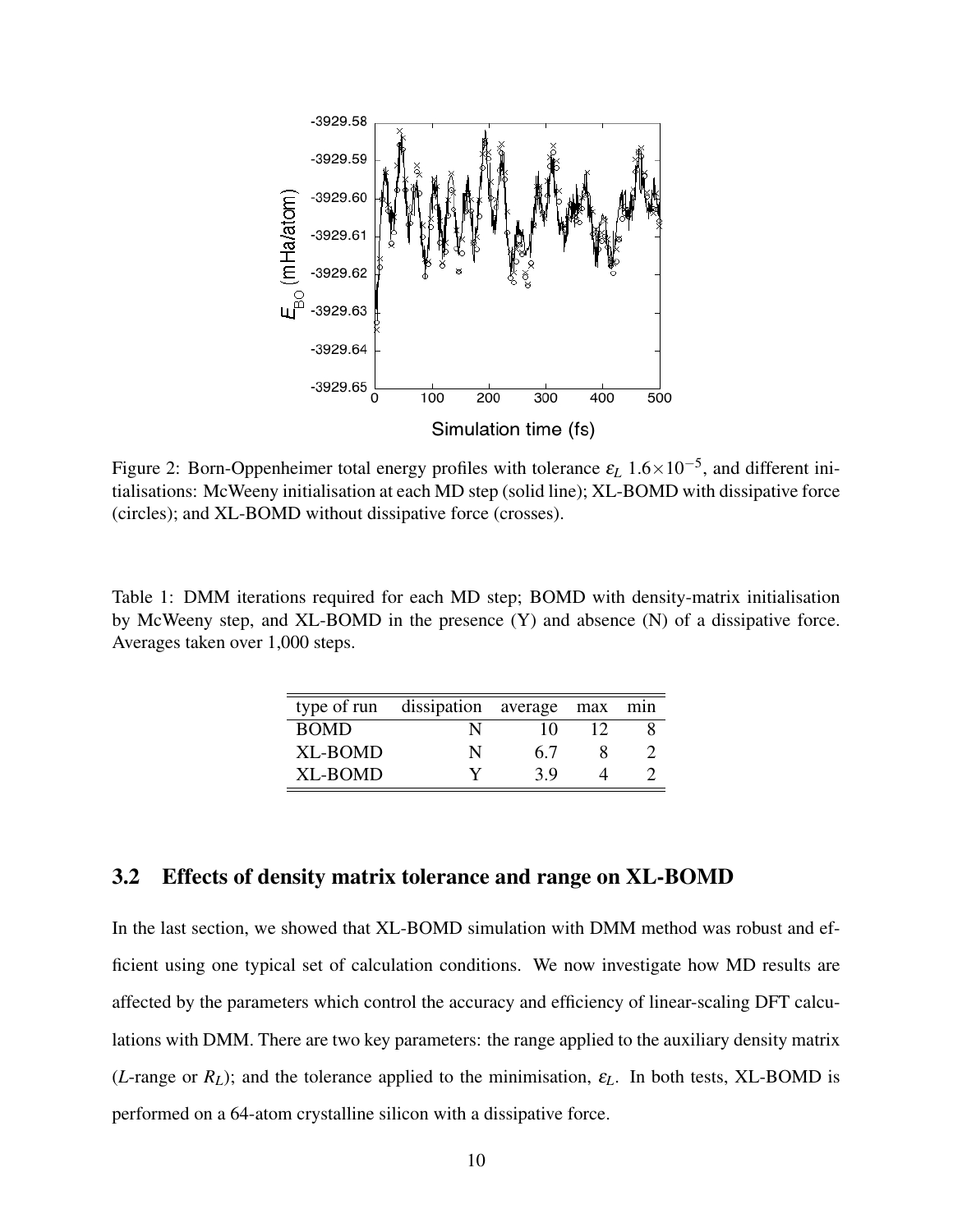Figure 2: Born-Oppenheimer total energy profiles with tolerance $\varepsilon_L$ $1.6\times10^{-5}$, and different initialisations: McWeeny initialisation at each MD step (solid line); XL-BOMD with dissipative force (circles); and XL-BOMD without dissipative force (crosses).

Table 1: DMM iterations required for each MD step; BOMD with density-matrix initialisation by McWeeny step, and XL-BOMD in the presence (Y) and absence (N) of a dissipative force. Averages taken over 1,000 steps.

| type of run | dissipation | average | max | min |
|---|---|---|---|---|
| BOMD | N | 10 | 12 | 8 |
| XL-BOMD | N | 6.7 | 8 | 2 |
| XL-BOMD | Y | 3.9 | 4 | 2 |

## 3.2 Effects of density matrix tolerance and range on XL-BOMD

In the last section, we showed that XL-BOMD simulation with DMM method was robust and efficient using one typical set of calculation conditions. We now investigate how MD results are affected by the parameters which control the accuracy and efficiency of linear-scaling DFT calculations with DMM. There are two key parameters: the range applied to the auxiliary density matrix ($L$-range or $R_L$); and the tolerance applied to the minimisation, $\varepsilon_L$. In both tests, XL-BOMD is performed on a 64-atom crystalline silicon with a dissipative force.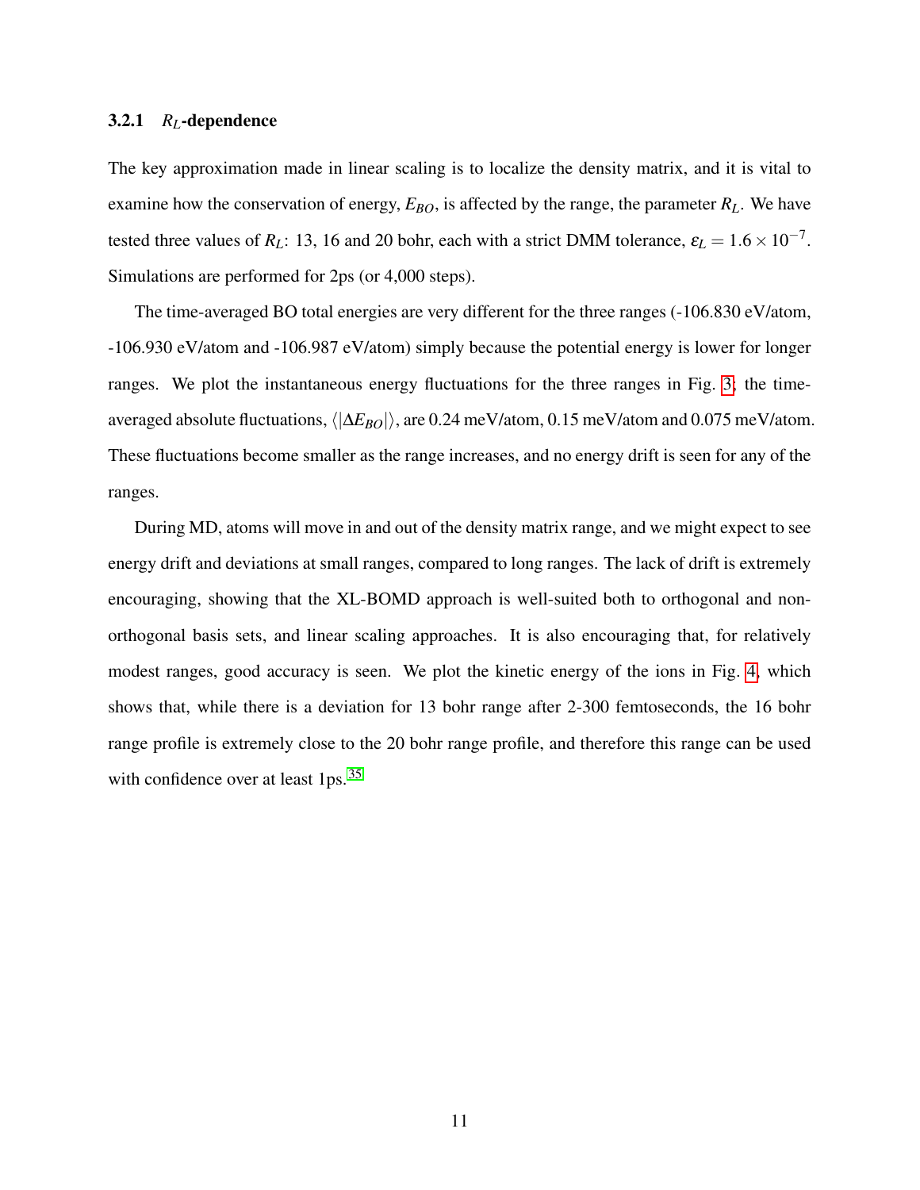#### 3.2.1 $R_L$-dependence

The key approximation made in linear scaling is to localize the density matrix, and it is vital to examine how the conservation of energy, $E_{BO}$, is affected by the range, the parameter $R_L$. We have tested three values of $R_L$: 13, 16 and 20 bohr, each with a strict DMM tolerance, $\varepsilon_L = 1.6 \times 10^{-7}$. Simulations are performed for 2ps (or 4,000 steps).

The time-averaged BO total energies are very different for the three ranges (-106.830 eV/atom, -106.930 eV/atom and -106.987 eV/atom) simply because the potential energy is lower for longer ranges. We plot the instantaneous energy fluctuations for the three ranges in Fig. 3; the time-averaged absolute fluctuations, $\langle|\Delta E_{BO}|\rangle$, are 0.24 meV/atom, 0.15 meV/atom and 0.075 meV/atom. These fluctuations become smaller as the range increases, and no energy drift is seen for any of the ranges.

During MD, atoms will move in and out of the density matrix range, and we might expect to see energy drift and deviations at small ranges, compared to long ranges. The lack of drift is extremely encouraging, showing that the XL-BOMD approach is well-suited both to orthogonal and non-orthogonal basis sets, and linear scaling approaches. It is also encouraging that, for relatively modest ranges, good accuracy is seen. We plot the kinetic energy of the ions in Fig. 4, which shows that, while there is a deviation for 13 bohr range after 2-300 femtoseconds, the 16 bohr range profile is extremely close to the 20 bohr range profile, and therefore this range can be used with confidence over at least 1ps.[35]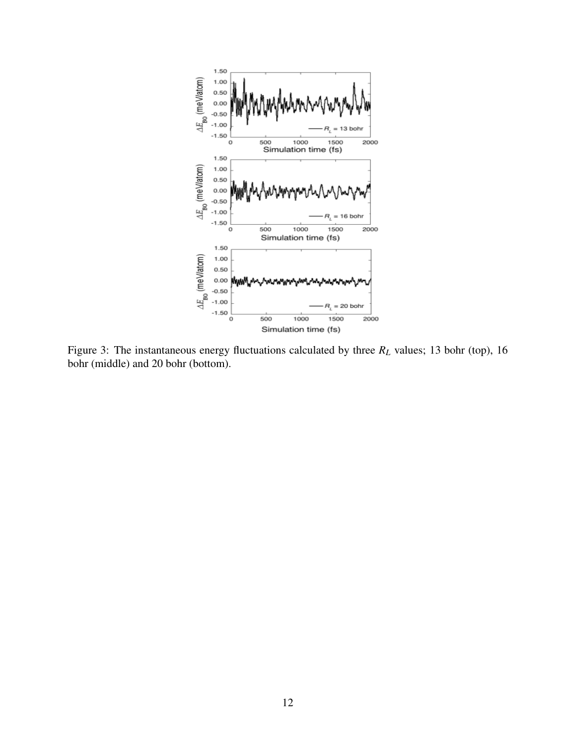Figure 3: The instantaneous energy fluctuations calculated by three $R_L$ values; 13 bohr (top), 16 bohr (middle) and 20 bohr (bottom).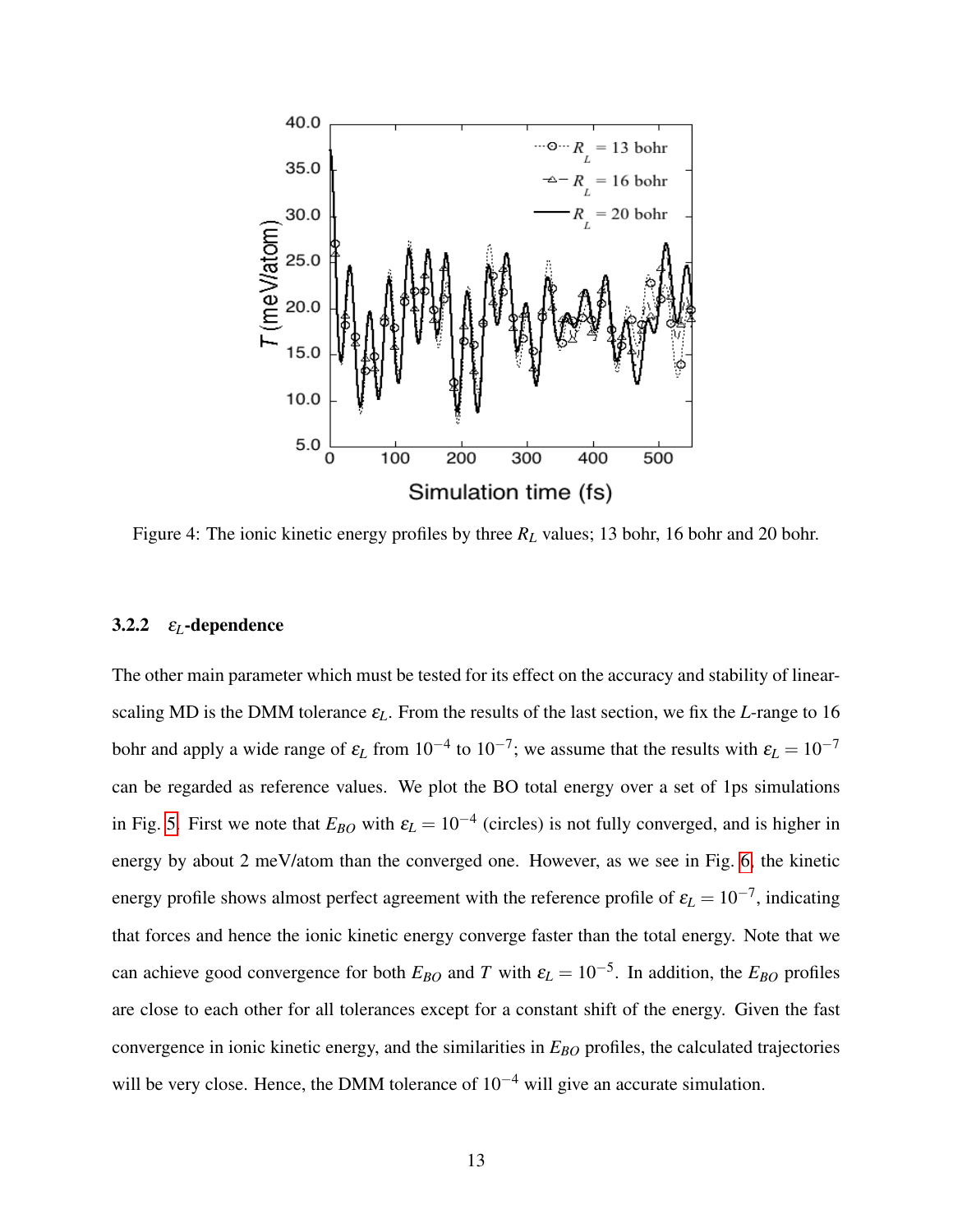Figure 4: The ionic kinetic energy profiles by three $R_L$ values; 13 bohr, 16 bohr and 20 bohr.

#### 3.2.2 $\varepsilon_L$-dependence

The other main parameter which must be tested for its effect on the accuracy and stability of linear-scaling MD is the DMM tolerance $\varepsilon_L$. From the results of the last section, we fix the $L$-range to 16 bohr and apply a wide range of $\varepsilon_L$ from $10^{-4}$ to $10^{-7}$; we assume that the results with $\varepsilon_L = 10^{-7}$ can be regarded as reference values. We plot the BO total energy over a set of 1ps simulations in Fig. 5. First we note that $E_{BO}$ with $\varepsilon_L = 10^{-4}$ (circles) is not fully converged, and is higher in energy by about 2 meV/atom than the converged one. However, as we see in Fig. 6, the kinetic energy profile shows almost perfect agreement with the reference profile of $\varepsilon_L = 10^{-7}$, indicating that forces and hence the ionic kinetic energy converge faster than the total energy. Note that we can achieve good convergence for both $E_{BO}$ and $T$ with $\varepsilon_L = 10^{-5}$. In addition, the $E_{BO}$ profiles are close to each other for all tolerances except for a constant shift of the energy. Given the fast convergence in ionic kinetic energy, and the similarities in $E_{BO}$ profiles, the calculated trajectories will be very close. Hence, the DMM tolerance of $10^{-4}$ will give an accurate simulation.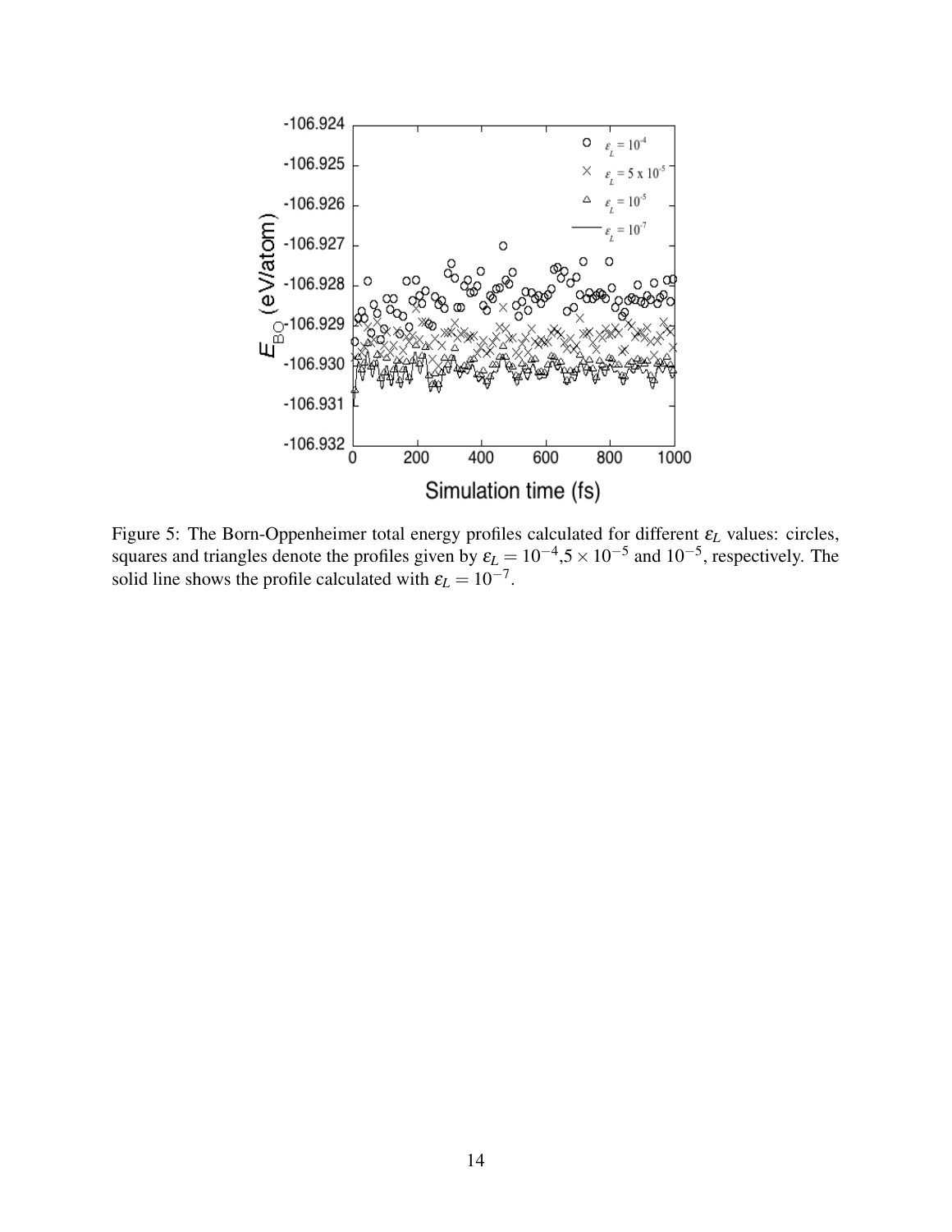Figure 5: The Born-Oppenheimer total energy profiles calculated for different $\varepsilon_L$ values: circles, squares and triangles denote the profiles given by $\varepsilon_L = 10^{-4}$,$5 \times 10^{-5}$ and $10^{-5}$, respectively. The solid line shows the profile calculated with $\varepsilon_L = 10^{-7}$.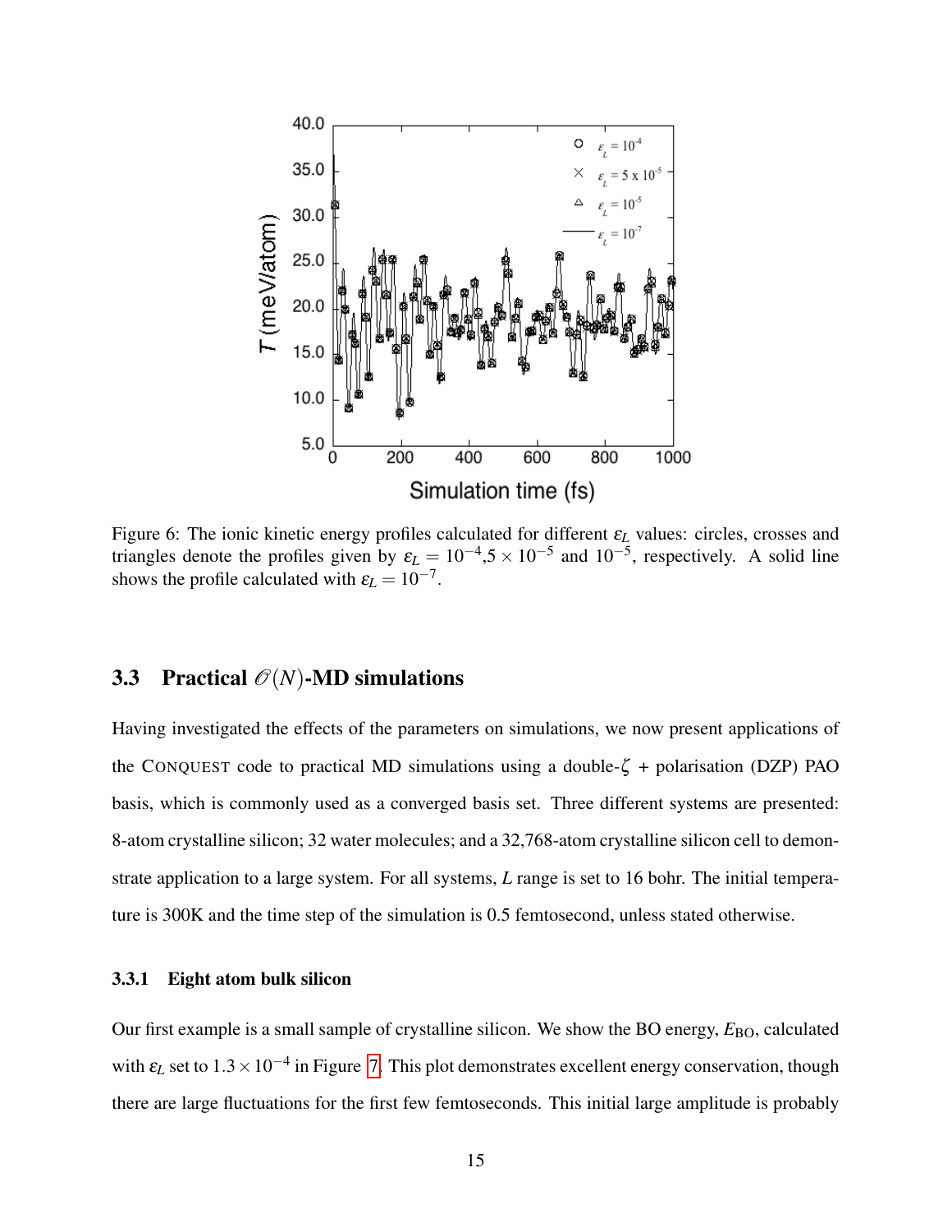Figure 6: The ionic kinetic energy profiles calculated for different $\varepsilon_L$ values: circles, crosses and triangles denote the profiles given by $\varepsilon_L = 10^{-4}, 5 \times 10^{-5}$ and $10^{-5}$, respectively. A solid line shows the profile calculated with $\varepsilon_L = 10^{-7}$.

### 3.3 Practical $\mathcal{O}(N)$-MD simulations

Having investigated the effects of the parameters on simulations, we now present applications of the CONQUEST code to practical MD simulations using a double-$\zeta$ + polarisation (DZP) PAO basis, which is commonly used as a converged basis set. Three different systems are presented: 8-atom crystalline silicon; 32 water molecules; and a 32,768-atom crystalline silicon cell to demonstrate application to a large system. For all systems, $L$ range is set to 16 bohr. The initial temperature is 300K and the time step of the simulation is 0.5 femtosecond, unless stated otherwise.

#### 3.3.1 Eight atom bulk silicon

Our first example is a small sample of crystalline silicon. We show the BO energy, $E_{\text{BO}}$, calculated with $\varepsilon_L$ set to $1.3 \times 10^{-4}$ in Figure 7. This plot demonstrates excellent energy conservation, though there are large fluctuations for the first few femtoseconds. This initial large amplitude is probably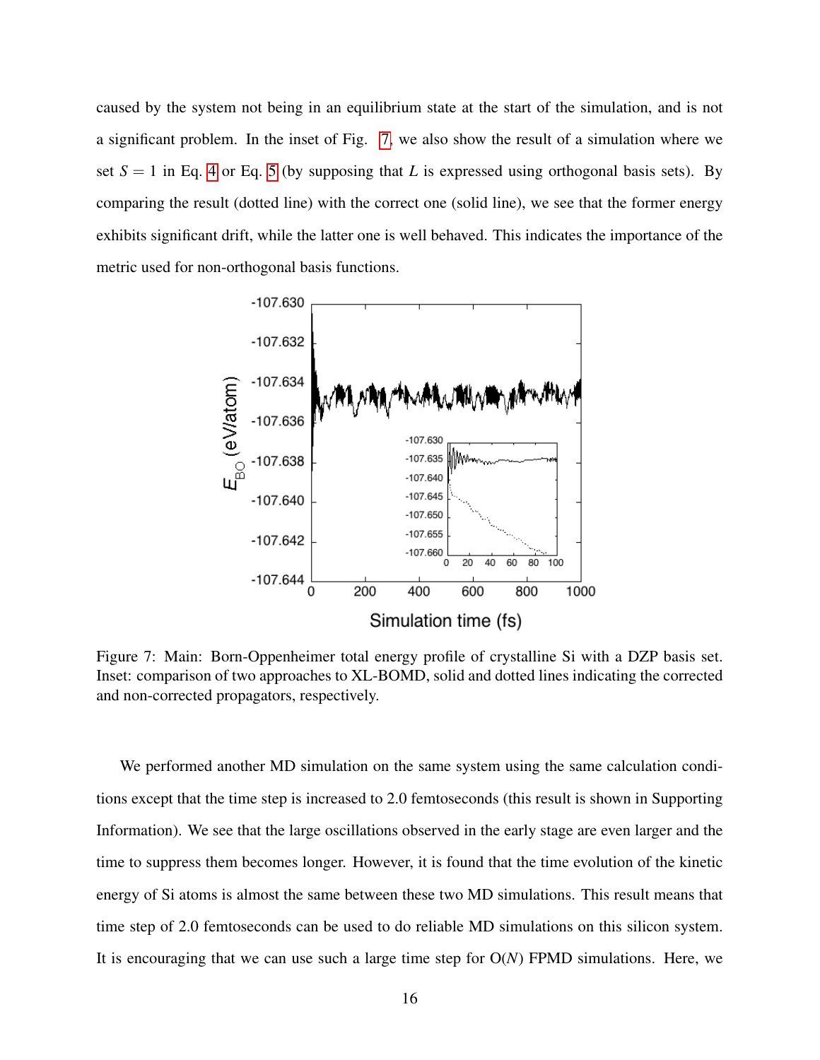caused by the system not being in an equilibrium state at the start of the simulation, and is not a significant problem. In the inset of Fig. 7, we also show the result of a simulation where we set $S = 1$ in Eq. 4 or Eq. 5 (by supposing that $L$ is expressed using orthogonal basis sets). By comparing the result (dotted line) with the correct one (solid line), we see that the former energy exhibits significant drift, while the latter one is well behaved. This indicates the importance of the metric used for non-orthogonal basis functions.

Figure 7: Main: Born-Oppenheimer total energy profile of crystalline Si with a DZP basis set. Inset: comparison of two approaches to XL-BOMD, solid and dotted lines indicating the corrected and non-corrected propagators, respectively.

We performed another MD simulation on the same system using the same calculation conditions except that the time step is increased to 2.0 femtoseconds (this result is shown in Supporting Information). We see that the large oscillations observed in the early stage are even larger and the time to suppress them becomes longer. However, it is found that the time evolution of the kinetic energy of Si atoms is almost the same between these two MD simulations. This result means that time step of 2.0 femtoseconds can be used to do reliable MD simulations on this silicon system. It is encouraging that we can use such a large time step for O($N$) FPMD simulations. Here, we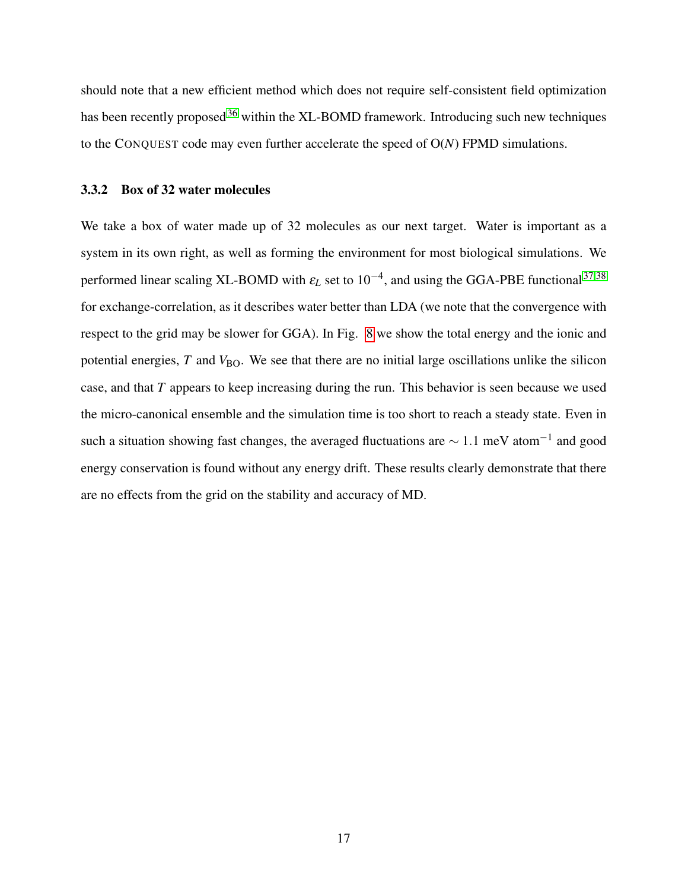should note that a new efficient method which does not require self-consistent field optimization has been recently proposed[36] within the XL-BOMD framework. Introducing such new techniques to the CONQUEST code may even further accelerate the speed of O($N$) FPMD simulations.

### 3.3.2 Box of 32 water molecules

We take a box of water made up of 32 molecules as our next target. Water is important as a system in its own right, as well as forming the environment for most biological simulations. We performed linear scaling XL-BOMD with $\varepsilon_L$ set to $10^{-4}$, and using the GGA-PBE functional[37,38] for exchange-correlation, as it describes water better than LDA (we note that the convergence with respect to the grid may be slower for GGA). In Fig. 8 we show the total energy and the ionic and potential energies, $T$ and $V_{\mathrm{BO}}$. We see that there are no initial large oscillations unlike the silicon case, and that $T$ appears to keep increasing during the run. This behavior is seen because we used the micro-canonical ensemble and the simulation time is too short to reach a steady state. Even in such a situation showing fast changes, the averaged fluctuations are $\sim 1.1$ meV atom$^{-1}$ and good energy conservation is found without any energy drift. These results clearly demonstrate that there are no effects from the grid on the stability and accuracy of MD.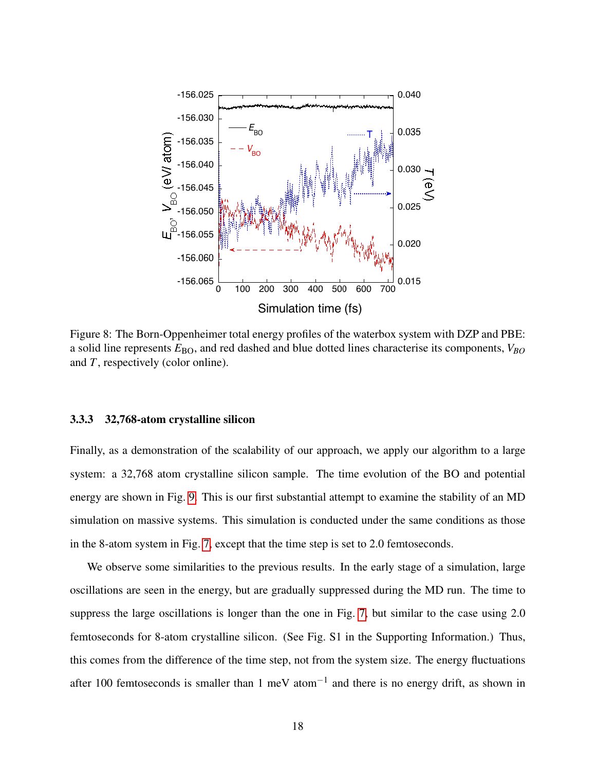Figure 8: The Born-Oppenheimer total energy profiles of the waterbox system with DZP and PBE: a solid line represents $E_{\mathrm{BO}}$, and red dashed and blue dotted lines characterise its components, $V_{BO}$ and $T$, respectively (color online).

#### 3.3.3 32,768-atom crystalline silicon

Finally, as a demonstration of the scalability of our approach, we apply our algorithm to a large system: a 32,768 atom crystalline silicon sample. The time evolution of the BO and potential energy are shown in Fig. 9. This is our first substantial attempt to examine the stability of an MD simulation on massive systems. This simulation is conducted under the same conditions as those in the 8-atom system in Fig. 7, except that the time step is set to 2.0 femtoseconds.

We observe some similarities to the previous results. In the early stage of a simulation, large oscillations are seen in the energy, but are gradually suppressed during the MD run. The time to suppress the large oscillations is longer than the one in Fig. 7, but similar to the case using 2.0 femtoseconds for 8-atom crystalline silicon. (See Fig. S1 in the Supporting Information.) Thus, this comes from the difference of the time step, not from the system size. The energy fluctuations after 100 femtoseconds is smaller than 1 meV atom$^{-1}$ and there is no energy drift, as shown in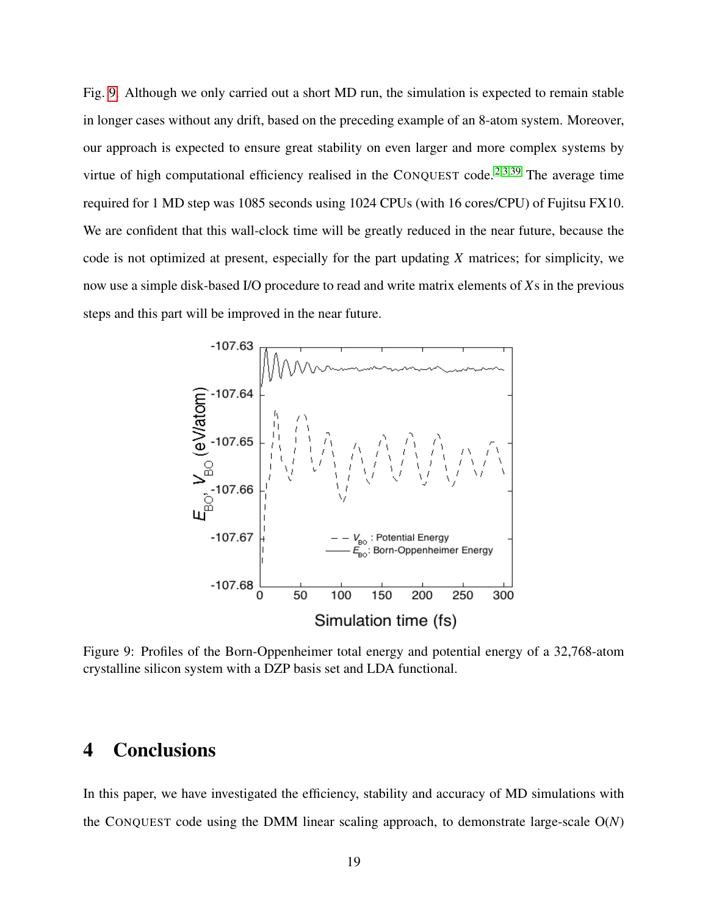Fig. 9. Although we only carried out a short MD run, the simulation is expected to remain stable in longer cases without any drift, based on the preceding example of an 8-atom system. Moreover, our approach is expected to ensure great stability on even larger and more complex systems by virtue of high computational efficiency realised in the CONQUEST code.[2,3,39] The average time required for 1 MD step was 1085 seconds using 1024 CPUs (with 16 cores/CPU) of Fujitsu FX10. We are confident that this wall-clock time will be greatly reduced in the near future, because the code is not optimized at present, especially for the part updating $X$ matrices; for simplicity, we now use a simple disk-based I/O procedure to read and write matrix elements of $X$s in the previous steps and this part will be improved in the near future.

Figure 9: Profiles of the Born-Oppenheimer total energy and potential energy of a 32,768-atom crystalline silicon system with a DZP basis set and LDA functional.

# 4 Conclusions

In this paper, we have investigated the efficiency, stability and accuracy of MD simulations with the CONQUEST code using the DMM linear scaling approach, to demonstrate large-scale O($N$)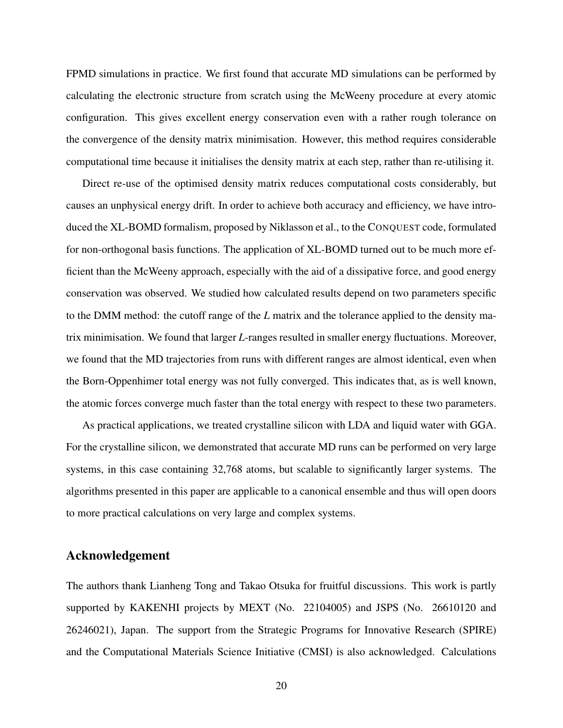FPMD simulations in practice. We first found that accurate MD simulations can be performed by calculating the electronic structure from scratch using the McWeeny procedure at every atomic configuration. This gives excellent energy conservation even with a rather rough tolerance on the convergence of the density matrix minimisation. However, this method requires considerable computational time because it initialises the density matrix at each step, rather than re-utilising it.

Direct re-use of the optimised density matrix reduces computational costs considerably, but causes an unphysical energy drift. In order to achieve both accuracy and efficiency, we have introduced the XL-BOMD formalism, proposed by Niklasson et al., to the CONQUEST code, formulated for non-orthogonal basis functions. The application of XL-BOMD turned out to be much more efficient than the McWeeny approach, especially with the aid of a dissipative force, and good energy conservation was observed. We studied how calculated results depend on two parameters specific to the DMM method: the cutoff range of the $L$ matrix and the tolerance applied to the density matrix minimisation. We found that larger $L$-ranges resulted in smaller energy fluctuations. Moreover, we found that the MD trajectories from runs with different ranges are almost identical, even when the Born-Oppenhimer total energy was not fully converged. This indicates that, as is well known, the atomic forces converge much faster than the total energy with respect to these two parameters.

As practical applications, we treated crystalline silicon with LDA and liquid water with GGA. For the crystalline silicon, we demonstrated that accurate MD runs can be performed on very large systems, in this case containing 32,768 atoms, but scalable to significantly larger systems. The algorithms presented in this paper are applicable to a canonical ensemble and thus will open doors to more practical calculations on very large and complex systems.

## Acknowledgement

The authors thank Lianheng Tong and Takao Otsuka for fruitful discussions. This work is partly supported by KAKENHI projects by MEXT (No. 22104005) and JSPS (No. 26610120 and 26246021), Japan. The support from the Strategic Programs for Innovative Research (SPIRE) and the Computational Materials Science Initiative (CMSI) is also acknowledged. Calculations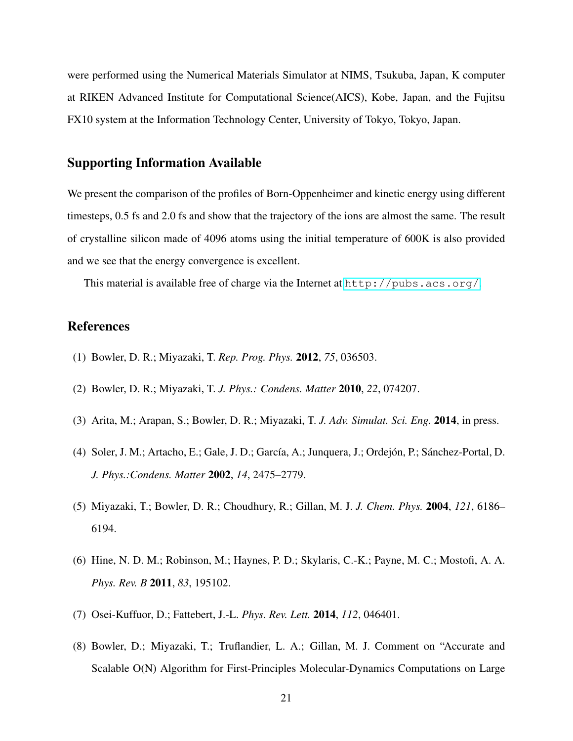were performed using the Numerical Materials Simulator at NIMS, Tsukuba, Japan, K computer at RIKEN Advanced Institute for Computational Science(AICS), Kobe, Japan, and the Fujitsu FX10 system at the Information Technology Center, University of Tokyo, Tokyo, Japan.

## Supporting Information Available

We present the comparison of the profiles of Born-Oppenheimer and kinetic energy using different timesteps, 0.5 fs and 2.0 fs and show that the trajectory of the ions are almost the same. The result of crystalline silicon made of 4096 atoms using the initial temperature of 600K is also provided and we see that the energy convergence is excellent.

This material is available free of charge via the Internet at http://pubs.acs.org/.

## References

(1) Bowler, D. R.; Miyazaki, T. *Rep. Prog. Phys.* **2012**, *75*, 036503.

(2) Bowler, D. R.; Miyazaki, T. *J. Phys.: Condens. Matter* **2010**, *22*, 074207.

(3) Arita, M.; Arapan, S.; Bowler, D. R.; Miyazaki, T. *J. Adv. Simulat. Sci. Eng.* **2014**, in press.

(4) Soler, J. M.; Artacho, E.; Gale, J. D.; García, A.; Junquera, J.; Ordejón, P.; Sánchez-Portal, D. *J. Phys.:Condens. Matter* **2002**, *14*, 2475–2779.

(5) Miyazaki, T.; Bowler, D. R.; Choudhury, R.; Gillan, M. J. *J. Chem. Phys.* **2004**, *121*, 6186–6194.

(6) Hine, N. D. M.; Robinson, M.; Haynes, P. D.; Skylaris, C.-K.; Payne, M. C.; Mostofi, A. A. *Phys. Rev. B* **2011**, *83*, 195102.

(7) Osei-Kuffuor, D.; Fattebert, J.-L. *Phys. Rev. Lett.* **2014**, *112*, 046401.

(8) Bowler, D.; Miyazaki, T.; Truflandier, L. A.; Gillan, M. J. Comment on "Accurate and Scalable O(N) Algorithm for First-Principles Molecular-Dynamics Computations on Large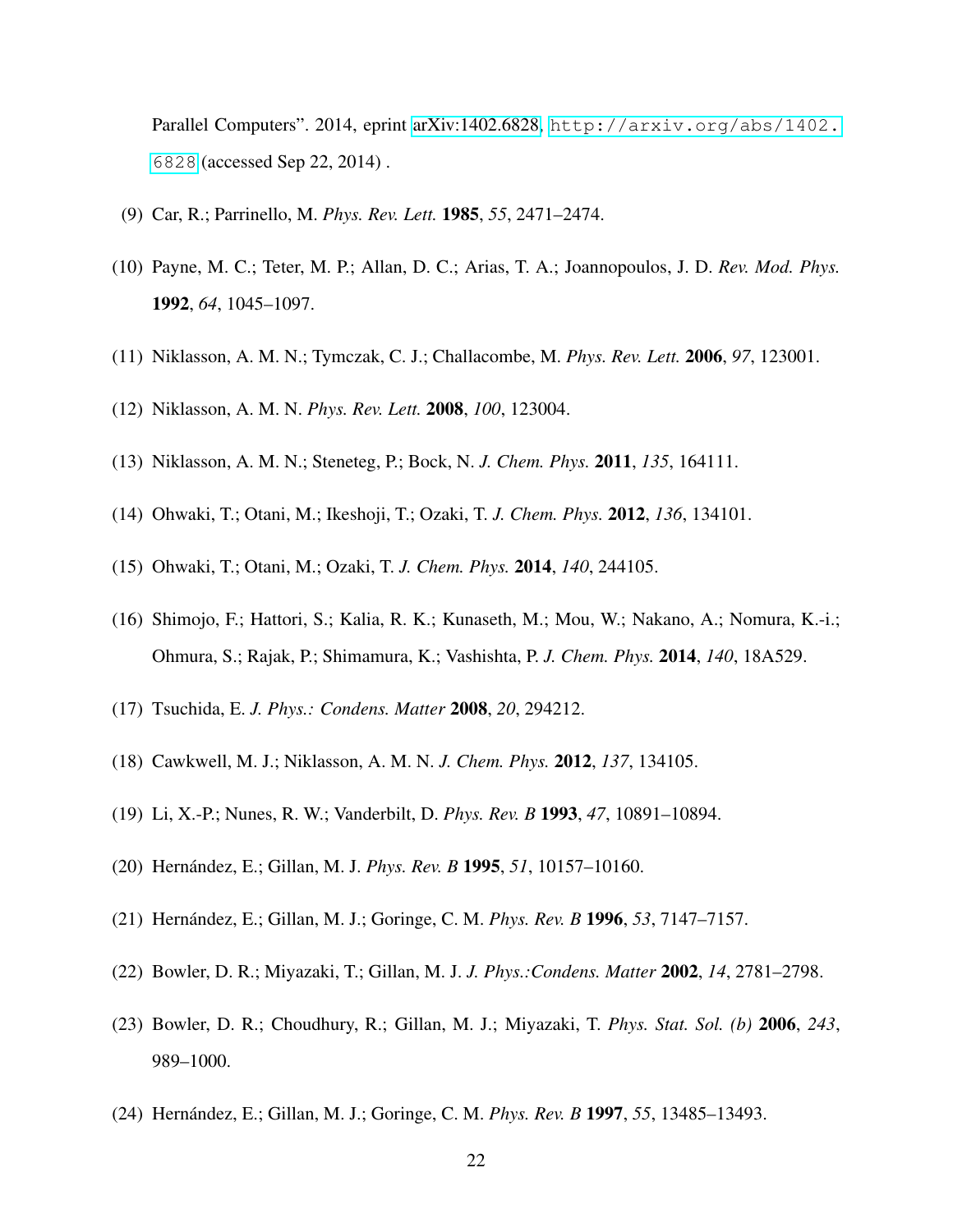Parallel Computers". 2014, eprint arXiv:1402.6828, http://arxiv.org/abs/1402.6828 (accessed Sep 22, 2014) .

(9) Car, R.; Parrinello, M. *Phys. Rev. Lett.* **1985**, *55*, 2471–2474.

(10) Payne, M. C.; Teter, M. P.; Allan, D. C.; Arias, T. A.; Joannopoulos, J. D. *Rev. Mod. Phys.* **1992**, *64*, 1045–1097.

(11) Niklasson, A. M. N.; Tymczak, C. J.; Challacombe, M. *Phys. Rev. Lett.* **2006**, *97*, 123001.

(12) Niklasson, A. M. N. *Phys. Rev. Lett.* **2008**, *100*, 123004.

(13) Niklasson, A. M. N.; Steneteg, P.; Bock, N. *J. Chem. Phys.* **2011**, *135*, 164111.

(14) Ohwaki, T.; Otani, M.; Ikeshoji, T.; Ozaki, T. *J. Chem. Phys.* **2012**, *136*, 134101.

(15) Ohwaki, T.; Otani, M.; Ozaki, T. *J. Chem. Phys.* **2014**, *140*, 244105.

(16) Shimojo, F.; Hattori, S.; Kalia, R. K.; Kunaseth, M.; Mou, W.; Nakano, A.; Nomura, K.-i.; Ohmura, S.; Rajak, P.; Shimamura, K.; Vashishta, P. *J. Chem. Phys.* **2014**, *140*, 18A529.

(17) Tsuchida, E. *J. Phys.: Condens. Matter* **2008**, *20*, 294212.

(18) Cawkwell, M. J.; Niklasson, A. M. N. *J. Chem. Phys.* **2012**, *137*, 134105.

(19) Li, X.-P.; Nunes, R. W.; Vanderbilt, D. *Phys. Rev. B* **1993**, *47*, 10891–10894.

(20) Hernández, E.; Gillan, M. J. *Phys. Rev. B* **1995**, *51*, 10157–10160.

(21) Hernández, E.; Gillan, M. J.; Goringe, C. M. *Phys. Rev. B* **1996**, *53*, 7147–7157.

(22) Bowler, D. R.; Miyazaki, T.; Gillan, M. J. *J. Phys.:Condens. Matter* **2002**, *14*, 2781–2798.

(23) Bowler, D. R.; Choudhury, R.; Gillan, M. J.; Miyazaki, T. *Phys. Stat. Sol. (b)* **2006**, *243*, 989–1000.

(24) Hernández, E.; Gillan, M. J.; Goringe, C. M. *Phys. Rev. B* **1997**, *55*, 13485–13493.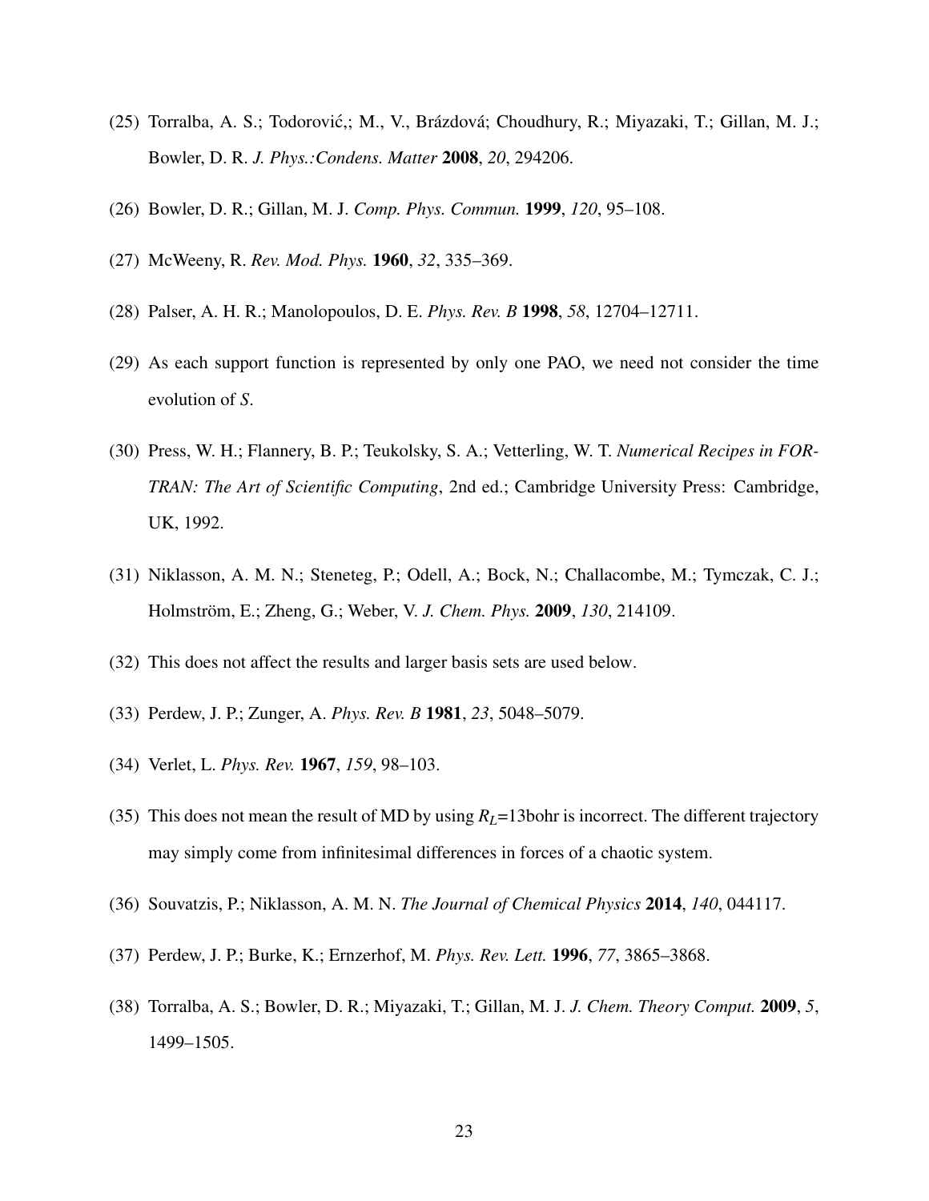(25) Torralba, A. S.; Todorović,; M., V., Brázdová; Choudhury, R.; Miyazaki, T.; Gillan, M. J.; Bowler, D. R. *J. Phys.:Condens. Matter* **2008**, *20*, 294206.

(26) Bowler, D. R.; Gillan, M. J. *Comp. Phys. Commun.* **1999**, *120*, 95–108.

(27) McWeeny, R. *Rev. Mod. Phys.* **1960**, *32*, 335–369.

(28) Palser, A. H. R.; Manolopoulos, D. E. *Phys. Rev. B* **1998**, *58*, 12704–12711.

(29) As each support function is represented by only one PAO, we need not consider the time evolution of *S*.

(30) Press, W. H.; Flannery, B. P.; Teukolsky, S. A.; Vetterling, W. T. *Numerical Recipes in FORTRAN: The Art of Scientific Computing*, 2nd ed.; Cambridge University Press: Cambridge, UK, 1992.

(31) Niklasson, A. M. N.; Steneteg, P.; Odell, A.; Bock, N.; Challacombe, M.; Tymczak, C. J.; Holmström, E.; Zheng, G.; Weber, V. *J. Chem. Phys.* **2009**, *130*, 214109.

(32) This does not affect the results and larger basis sets are used below.

(33) Perdew, J. P.; Zunger, A. *Phys. Rev. B* **1981**, *23*, 5048–5079.

(34) Verlet, L. *Phys. Rev.* **1967**, *159*, 98–103.

(35) This does not mean the result of MD by using $R_L$=13bohr is incorrect. The different trajectory may simply come from infinitesimal differences in forces of a chaotic system.

(36) Souvatzis, P.; Niklasson, A. M. N. *The Journal of Chemical Physics* **2014**, *140*, 044117.

(37) Perdew, J. P.; Burke, K.; Ernzerhof, M. *Phys. Rev. Lett.* **1996**, *77*, 3865–3868.

(38) Torralba, A. S.; Bowler, D. R.; Miyazaki, T.; Gillan, M. J. *J. Chem. Theory Comput.* **2009**, *5*, 1499–1505.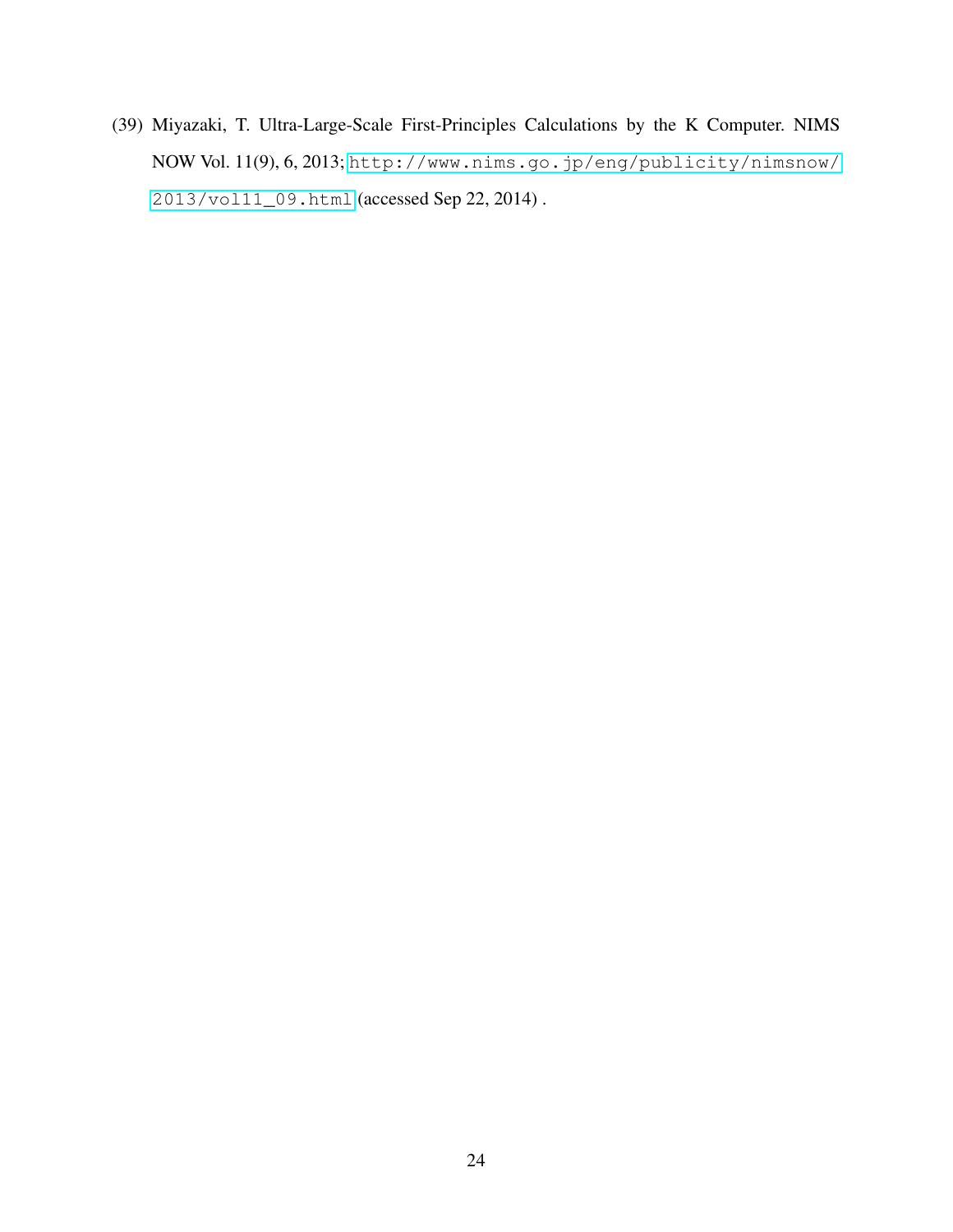(39) Miyazaki, T. Ultra-Large-Scale First-Principles Calculations by the K Computer. NIMS NOW Vol. 11(9), 6, 2013; http://www.nims.go.jp/eng/publicity/nimsnow/2013/vol11_09.html (accessed Sep 22, 2014) .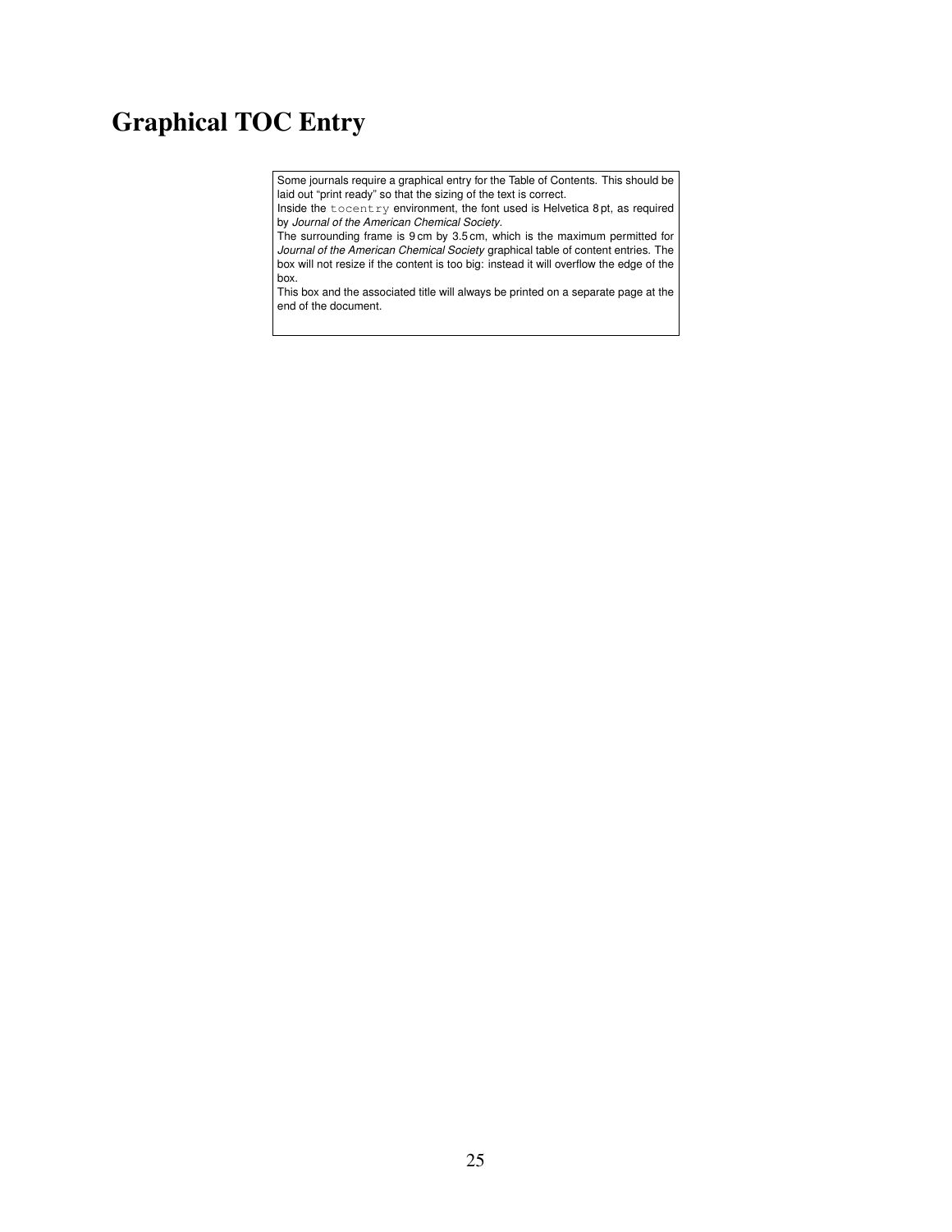# Graphical TOC Entry

Some journals require a graphical entry for the Table of Contents. This should be laid out "print ready" so that the sizing of the text is correct.
Inside the `tocentry` environment, the font used is Helvetica 8 pt, as required by *Journal of the American Chemical Society*.
The surrounding frame is 9 cm by 3.5 cm, which is the maximum permitted for *Journal of the American Chemical Society* graphical table of content entries. The box will not resize if the content is too big: instead it will overflow the edge of the box.
This box and the associated title will always be printed on a separate page at the end of the document.